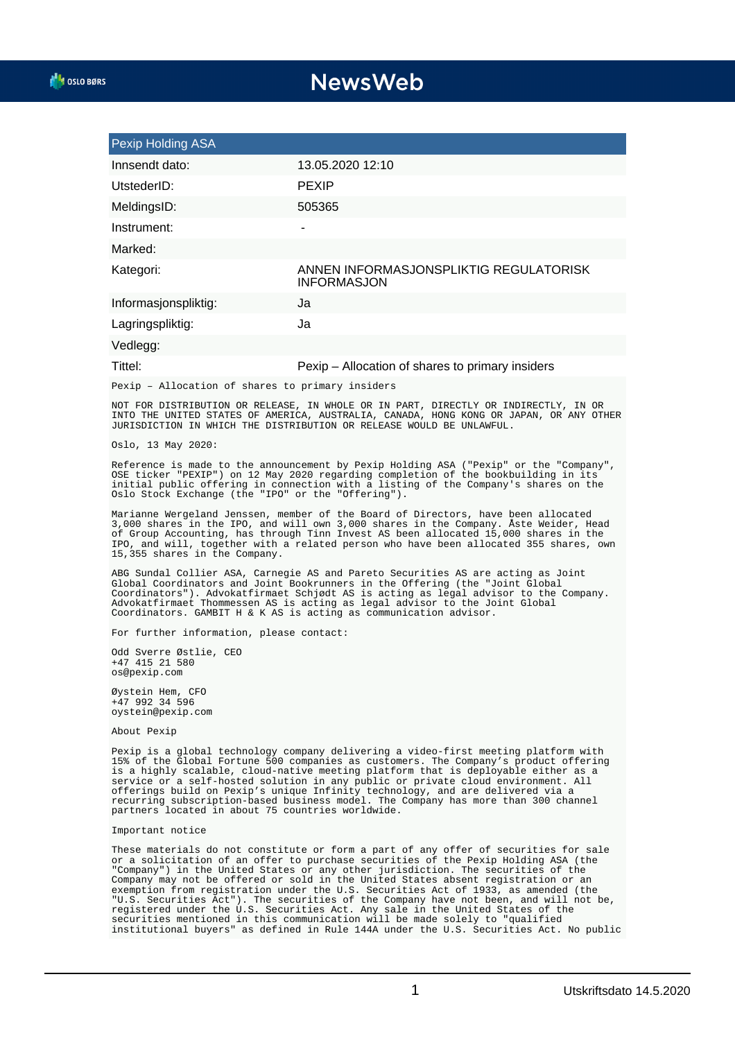# NewsWeb

| Pexip Holding ASA | |
|---|---|
| Innsendt dato: | 13.05.2020 12:10 |
| UtstederID: | PEXIP |
| MeldingsID: | 505365 |
| Instrument: | - |
| Marked: | |
| Kategori: | ANNEN INFORMASJONSPLIKTIG REGULATORISK INFORMASJON |
| Informasjonspliktig: | Ja |
| Lagringspliktig: | Ja |
| Vedlegg: | |
| Tittel: | Pexip – Allocation of shares to primary insiders |

Pexip – Allocation of shares to primary insiders

NOT FOR DISTRIBUTION OR RELEASE, IN WHOLE OR IN PART, DIRECTLY OR INDIRECTLY, IN OR INTO THE UNITED STATES OF AMERICA, AUSTRALIA, CANADA, HONG KONG OR JAPAN, OR ANY OTHER JURISDICTION IN WHICH THE DISTRIBUTION OR RELEASE WOULD BE UNLAWFUL.

Oslo, 13 May 2020:

Reference is made to the announcement by Pexip Holding ASA ("Pexip" or the "Company", OSE ticker "PEXIP") on 12 May 2020 regarding completion of the bookbuilding in its initial public offering in connection with a listing of the Company's shares on the Oslo Stock Exchange (the "IPO" or the "Offering").

Marianne Wergeland Jenssen, member of the Board of Directors, have been allocated 3,000 shares in the IPO, and will own 3,000 shares in the Company. Åste Weider, Head of Group Accounting, has through Tinn Invest AS been allocated 15,000 shares in the IPO, and will, together with a related person who have been allocated 355 shares, own 15,355 shares in the Company.

ABG Sundal Collier ASA, Carnegie AS and Pareto Securities AS are acting as Joint Global Coordinators and Joint Bookrunners in the Offering (the "Joint Global Coordinators"). Advokatfirmaet Schjødt AS is acting as legal advisor to the Company. Advokatfirmaet Thommessen AS is acting as legal advisor to the Joint Global Coordinators. GAMBIT H & K AS is acting as communication advisor.

For further information, please contact:

Odd Sverre Østlie, CEO
+47 415 21 580
os@pexip.com

Øystein Hem, CFO
+47 992 34 596
oystein@pexip.com

About Pexip

Pexip is a global technology company delivering a video-first meeting platform with 15% of the Global Fortune 500 companies as customers. The Company's product offering is a highly scalable, cloud-native meeting platform that is deployable either as a service or a self-hosted solution in any public or private cloud environment. All offerings build on Pexip's unique Infinity technology, and are delivered via a recurring subscription-based business model. The Company has more than 300 channel partners located in about 75 countries worldwide.

Important notice

These materials do not constitute or form a part of any offer of securities for sale or a solicitation of an offer to purchase securities of the Pexip Holding ASA (the "Company") in the United States or any other jurisdiction. The securities of the Company may not be offered or sold in the United States absent registration or an exemption from registration under the U.S. Securities Act of 1933, as amended (the "U.S. Securities Act"). The securities of the Company have not been, and will not be, registered under the U.S. Securities Act. Any sale in the United States of the securities mentioned in this communication will be made solely to "qualified institutional buyers" as defined in Rule 144A under the U.S. Securities Act. No public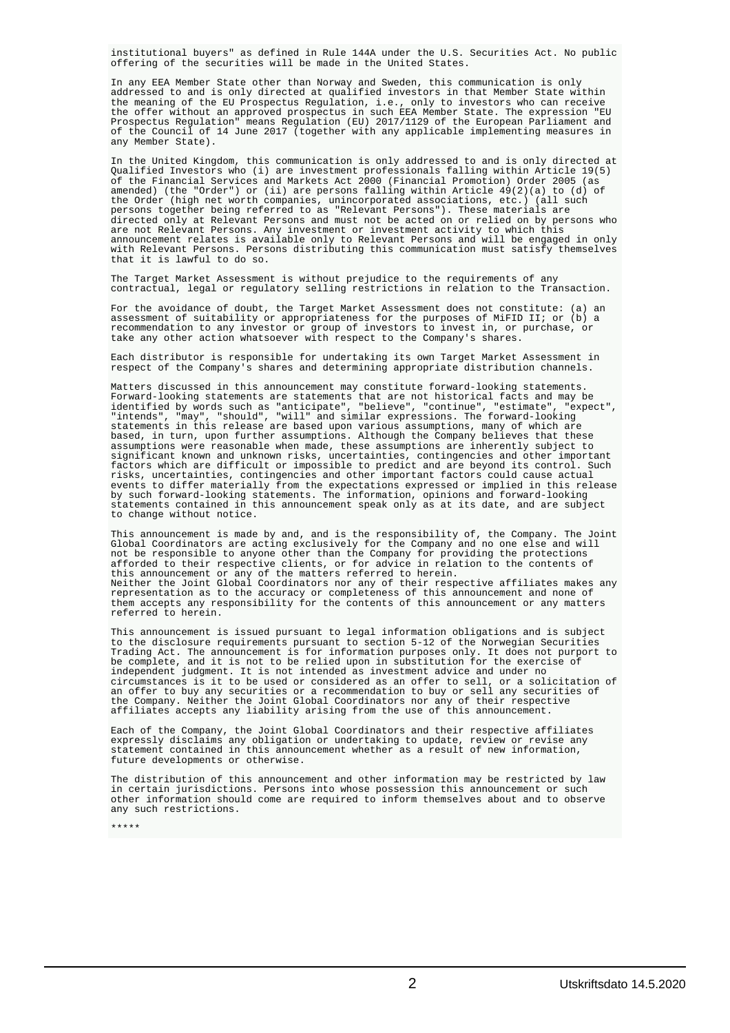institutional buyers" as defined in Rule 144A under the U.S. Securities Act. No public offering of the securities will be made in the United States.

In any EEA Member State other than Norway and Sweden, this communication is only addressed to and is only directed at qualified investors in that Member State within the meaning of the EU Prospectus Regulation, i.e., only to investors who can receive the offer without an approved prospectus in such EEA Member State. The expression "EU Prospectus Regulation" means Regulation (EU) 2017/1129 of the European Parliament and of the Council of 14 June 2017 (together with any applicable implementing measures in any Member State).

In the United Kingdom, this communication is only addressed to and is only directed at Qualified Investors who (i) are investment professionals falling within Article 19(5) of the Financial Services and Markets Act 2000 (Financial Promotion) Order 2005 (as amended) (the "Order") or (ii) are persons falling within Article 49(2)(a) to (d) of the Order (high net worth companies, unincorporated associations, etc.) (all such persons together being referred to as "Relevant Persons"). These materials are directed only at Relevant Persons and must not be acted on or relied on by persons who are not Relevant Persons. Any investment or investment activity to which this announcement relates is available only to Relevant Persons and will be engaged in only with Relevant Persons. Persons distributing this communication must satisfy themselves that it is lawful to do so.

The Target Market Assessment is without prejudice to the requirements of any contractual, legal or regulatory selling restrictions in relation to the Transaction.

For the avoidance of doubt, the Target Market Assessment does not constitute: (a) an assessment of suitability or appropriateness for the purposes of MiFID II; or (b) a recommendation to any investor or group of investors to invest in, or purchase, or take any other action whatsoever with respect to the Company's shares.

Each distributor is responsible for undertaking its own Target Market Assessment in respect of the Company's shares and determining appropriate distribution channels.

Matters discussed in this announcement may constitute forward-looking statements. Forward-looking statements are statements that are not historical facts and may be identified by words such as "anticipate", "believe", "continue", "estimate", "expect", "intends", "may", "should", "will" and similar expressions. The forward-looking statements in this release are based upon various assumptions, many of which are based, in turn, upon further assumptions. Although the Company believes that these assumptions were reasonable when made, these assumptions are inherently subject to significant known and unknown risks, uncertainties, contingencies and other important factors which are difficult or impossible to predict and are beyond its control. Such risks, uncertainties, contingencies and other important factors could cause actual events to differ materially from the expectations expressed or implied in this release by such forward-looking statements. The information, opinions and forward-looking statements contained in this announcement speak only as at its date, and are subject to change without notice.

This announcement is made by and, and is the responsibility of, the Company. The Joint Global Coordinators are acting exclusively for the Company and no one else and will not be responsible to anyone other than the Company for providing the protections afforded to their respective clients, or for advice in relation to the contents of this announcement or any of the matters referred to herein.
Neither the Joint Global Coordinators nor any of their respective affiliates makes any representation as to the accuracy or completeness of this announcement and none of them accepts any responsibility for the contents of this announcement or any matters referred to herein.

This announcement is issued pursuant to legal information obligations and is subject to the disclosure requirements pursuant to section 5-12 of the Norwegian Securities Trading Act. The announcement is for information purposes only. It does not purport to be complete, and it is not to be relied upon in substitution for the exercise of independent judgment. It is not intended as investment advice and under no circumstances is it to be used or considered as an offer to sell, or a solicitation of an offer to buy any securities or a recommendation to buy or sell any securities of the Company. Neither the Joint Global Coordinators nor any of their respective affiliates accepts any liability arising from the use of this announcement.

Each of the Company, the Joint Global Coordinators and their respective affiliates expressly disclaims any obligation or undertaking to update, review or revise any statement contained in this announcement whether as a result of new information, future developments or otherwise.

The distribution of this announcement and other information may be restricted by law in certain jurisdictions. Persons into whose possession this announcement or such other information should come are required to inform themselves about and to observe any such restrictions.

*****